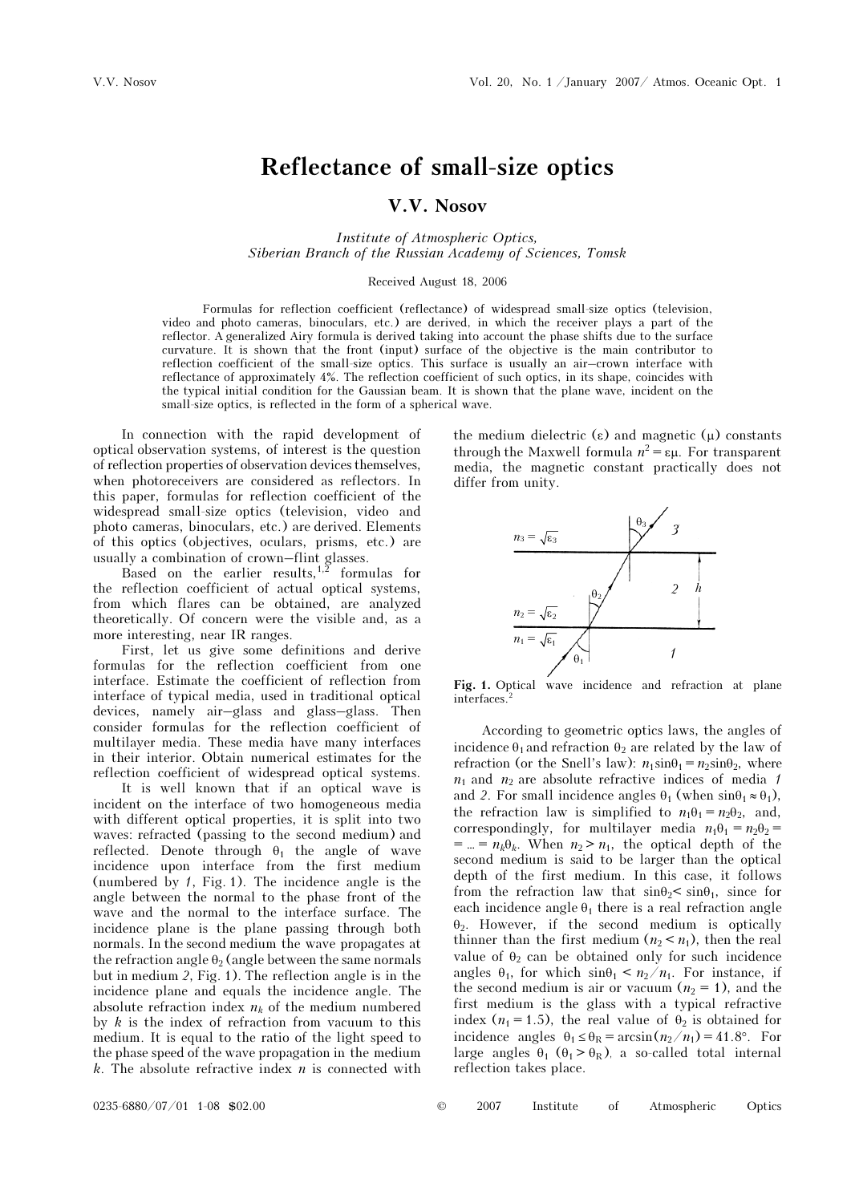# Reflectance of small-size optics

**V.V. Nosov**

*Institute of Atmospheric Optics,*
*Siberian Branch of the Russian Academy of Sciences, Tomsk*

Received August 18, 2006

Formulas for reflection coefficient (reflectance) of widespread small-size optics (television, video and photo cameras, binoculars, etc.) are derived, in which the receiver plays a part of the reflector. A generalized Airy formula is derived taking into account the phase shifts due to the surface curvature. It is shown that the front (input) surface of the objective is the main contributor to reflection coefficient of the small-size optics. This surface is usually an air–crown interface with reflectance of approximately 4%. The reflection coefficient of such optics, in its shape, coincides with the typical initial condition for the Gaussian beam. It is shown that the plane wave, incident on the small-size optics, is reflected in the form of a spherical wave.

In connection with the rapid development of optical observation systems, of interest is the question of reflection properties of observation devices themselves, when photoreceivers are considered as reflectors. In this paper, formulas for reflection coefficient of the widespread small-size optics (television, video and photo cameras, binoculars, etc.) are derived. Elements of this optics (objectives, oculars, prisms, etc.) are usually a combination of crown–flint glasses.

Based on the earlier results,[1,2] formulas for the reflection coefficient of actual optical systems, from which flares can be obtained, are analyzed theoretically. Of concern were the visible and, as a more interesting, near IR ranges.

First, let us give some definitions and derive formulas for the reflection coefficient from one interface. Estimate the coefficient of reflection from interface of typical media, used in traditional optical devices, namely air–glass and glass–glass. Then consider formulas for the reflection coefficient of multilayer media. These media have many interfaces in their interior. Obtain numerical estimates for the reflection coefficient of widespread optical systems.

It is well known that if an optical wave is incident on the interface of two homogeneous media with different optical properties, it is split into two waves: refracted (passing to the second medium) and reflected. Denote through $\theta_1$ the angle of wave incidence upon interface from the first medium (numbered by *1*, Fig. 1). The incidence angle is the angle between the normal to the phase front of the wave and the normal to the interface surface. The incidence plane is the plane passing through both normals. In the second medium the wave propagates at the refraction angle $\theta_2$ (angle between the same normals but in medium *2*, Fig. 1). The reflection angle is in the incidence plane and equals the incidence angle. The absolute refraction index $n_k$ of the medium numbered by $k$ is the index of refraction from vacuum to this medium. It is equal to the ratio of the light speed to the phase speed of the wave propagation in the medium $k$. The absolute refractive index $n$ is connected with the medium dielectric ($\varepsilon$) and magnetic ($\mu$) constants through the Maxwell formula $n^2 = \varepsilon\mu$. For transparent media, the magnetic constant practically does not differ from unity.

**Fig. 1.** Optical wave incidence and refraction at plane interfaces.[2]

According to geometric optics laws, the angles of incidence $\theta_1$ and refraction $\theta_2$ are related by the law of refraction (or the Snell's law): $n_1 \sin\theta_1 = n_2 \sin\theta_2$, where $n_1$ and $n_2$ are absolute refractive indices of media *1* and *2*. For small incidence angles $\theta_1$ (when $\sin\theta_1 \approx \theta_1$), the refraction law is simplified to $n_1\theta_1 = n_2\theta_2$, and, correspondingly, for multilayer media $n_1\theta_1 = n_2\theta_2 = \ldots = n_k\theta_k$. When $n_2 > n_1$, the optical depth of the second medium is said to be larger than the optical depth of the first medium. In this case, it follows from the refraction law that $\sin\theta_2 < \sin\theta_1$, since for each incidence angle $\theta_1$ there is a real refraction angle $\theta_2$. However, if the second medium is optically thinner than the first medium ($n_2 < n_1$), then the real value of $\theta_2$ can be obtained only for such incidence angles $\theta_1$, for which $\sin\theta_1 < n_2/n_1$. For instance, if the second medium is air or vacuum ($n_2 = 1$), and the first medium is the glass with a typical refractive index ($n_1 = 1.5$), the real value of $\theta_2$ is obtained for incidence angles $\theta_1 \le \theta_R = \arcsin(n_2/n_1) = 41.8°$. For large angles $\theta_1$ ($\theta_1 > \theta_R$), a so-called total internal reflection takes place.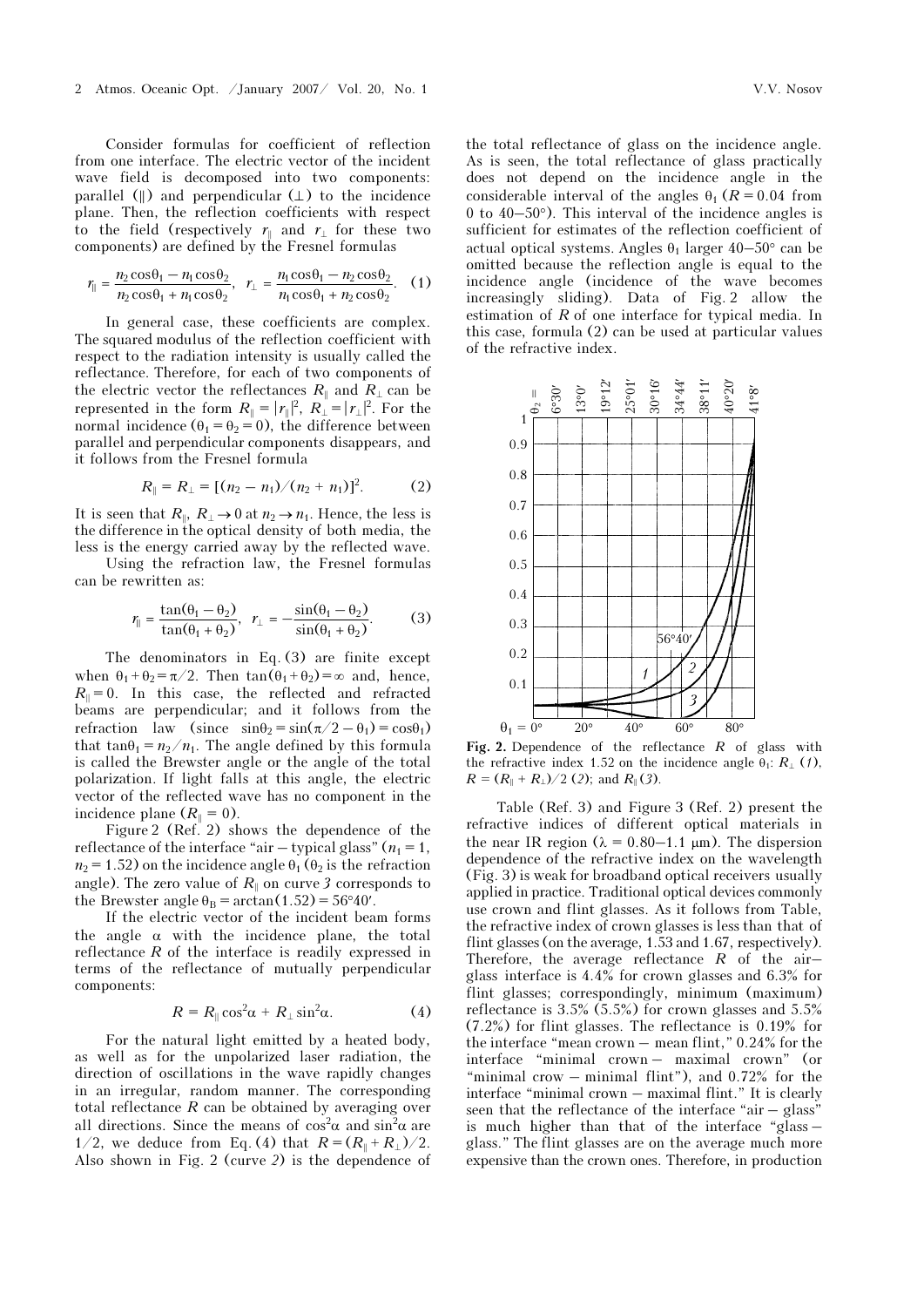Consider formulas for coefficient of reflection from one interface. The electric vector of the incident wave field is decomposed into two components: parallel (∥) and perpendicular (⊥) to the incidence plane. Then, the reflection coefficients with respect to the field (respectively $r_\parallel$ and $r_\perp$ for these two components) are defined by the Fresnel formulas

$$r_\parallel = \frac{n_2\cos\theta_1 - n_1\cos\theta_2}{n_2\cos\theta_1 + n_1\cos\theta_2}, \quad r_\perp = \frac{n_1\cos\theta_1 - n_2\cos\theta_2}{n_1\cos\theta_1 + n_2\cos\theta_2}. \quad (1)$$

In general case, these coefficients are complex. The squared modulus of the reflection coefficient with respect to the radiation intensity is usually called the reflectance. Therefore, for each of two components of the electric vector the reflectances $R_\parallel$ and $R_\perp$ can be represented in the form $R_\parallel = |r_\parallel|^2$, $R_\perp = |r_\perp|^2$. For the normal incidence ($\theta_1 = \theta_2 = 0$), the difference between parallel and perpendicular components disappears, and it follows from the Fresnel formula

$$R_\parallel = R_\perp = [(n_2 - n_1)/(n_2 + n_1)]^2. \quad (2)$$

It is seen that $R_\parallel$, $R_\perp \to 0$ at $n_2 \to n_1$. Hence, the less is the difference in the optical density of both media, the less is the energy carried away by the reflected wave.

Using the refraction law, the Fresnel formulas can be rewritten as:

$$r_\parallel = \frac{\tan(\theta_1 - \theta_2)}{\tan(\theta_1 + \theta_2)}, \quad r_\perp = -\frac{\sin(\theta_1 - \theta_2)}{\sin(\theta_1 + \theta_2)}. \quad (3)$$

The denominators in Eq. (3) are finite except when $\theta_1 + \theta_2 = \pi/2$. Then $\tan(\theta_1 + \theta_2) = \infty$ and, hence, $R_\parallel = 0$. In this case, the reflected and refracted beams are perpendicular; and it follows from the refraction law (since $\sin\theta_2 = \sin(\pi/2 - \theta_1) = \cos\theta_1$) that $\tan\theta_1 = n_2/n_1$. The angle defined by this formula is called the Brewster angle or the angle of the total polarization. If light falls at this angle, the electric vector of the reflected wave has no component in the incidence plane ($R_\parallel = 0$).

Figure 2 (Ref. 2) shows the dependence of the reflectance of the interface "air – typical glass" ($n_1 = 1$, $n_2 = 1.52$) on the incidence angle $\theta_1$ ($\theta_2$ is the refraction angle). The zero value of $R_\parallel$ on curve *3* corresponds to the Brewster angle $\theta_B = \arctan(1.52) = 56°40'$.

If the electric vector of the incident beam forms the angle $\alpha$ with the incidence plane, the total reflectance $R$ of the interface is readily expressed in terms of the reflectance of mutually perpendicular components:

$$R = R_\parallel\cos^2\alpha + R_\perp\sin^2\alpha. \quad (4)$$

For the natural light emitted by a heated body, as well as for the unpolarized laser radiation, the direction of oscillations in the wave rapidly changes in an irregular, random manner. The corresponding total reflectance $R$ can be obtained by averaging over all directions. Since the means of $\cos^2\alpha$ and $\sin^2\alpha$ are $1/2$, we deduce from Eq. (4) that $R = (R_\parallel + R_\perp)/2$. Also shown in Fig. 2 (curve *2*) is the dependence of the total reflectance of glass on the incidence angle. As is seen, the total reflectance of glass practically does not depend on the incidence angle in the considerable interval of the angles $\theta_1$ ($R = 0.04$ from 0 to 40–50°). This interval of the incidence angles is sufficient for estimates of the reflection coefficient of actual optical systems. Angles $\theta_1$ larger 40–50° can be omitted because the reflection angle is equal to the incidence angle (incidence of the wave becomes increasingly sliding). Data of Fig. 2 allow the estimation of $R$ of one interface for typical media. In this case, formula (2) can be used at particular values of the refractive index.

**Fig. 2.** Dependence of the reflectance $R$ of glass with the refractive index 1.52 on the incidence angle $\theta_1$: $R_\perp$ (*1*), $R = (R_\parallel + R_\perp)/2$ (*2*); and $R_\parallel$ (*3*).

Table (Ref. 3) and Figure 3 (Ref. 2) present the refractive indices of different optical materials in the near IR region ($\lambda$ = 0.80–1.1 μm). The dispersion dependence of the refractive index on the wavelength (Fig. 3) is weak for broadband optical receivers usually applied in practice. Traditional optical devices commonly use crown and flint glasses. As it follows from Table, the refractive index of crown glasses is less than that of flint glasses (on the average, 1.53 and 1.67, respectively). Therefore, the average reflectance $R$ of the air–glass interface is 4.4% for crown glasses and 6.3% for flint glasses; correspondingly, minimum (maximum) reflectance is 3.5% (5.5%) for crown glasses and 5.5% (7.2%) for flint glasses. The reflectance is 0.19% for the interface "mean crown – mean flint," 0.24% for the interface "minimal crown – maximal crown" (or "minimal crow – minimal flint"), and 0.72% for the interface "minimal crown – maximal flint." It is clearly seen that the reflectance of the interface "air – glass" is much higher than that of the interface "glass – glass." The flint glasses are on the average much more expensive than the crown ones. Therefore, in production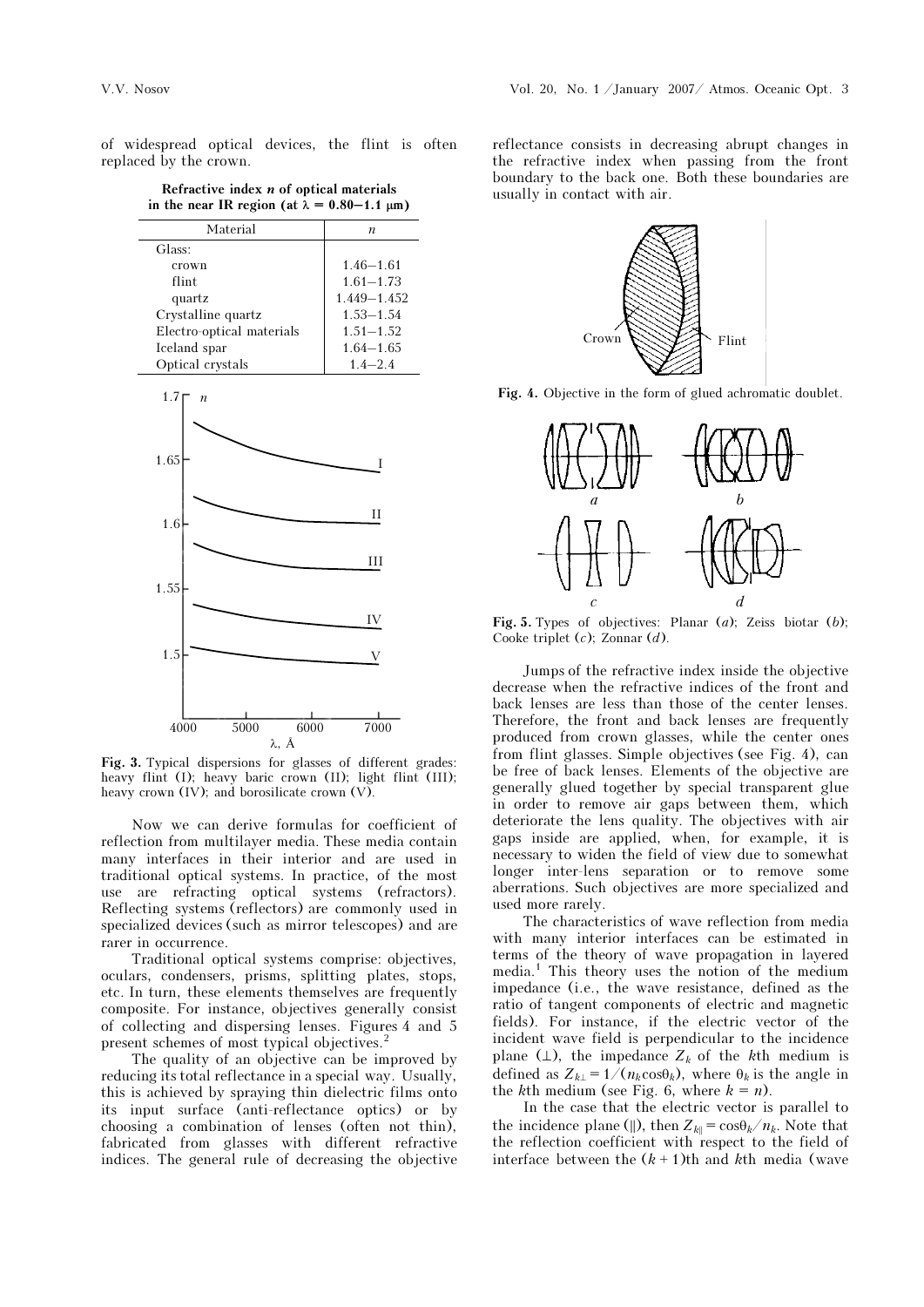of widespread optical devices, the flint is often replaced by the crown.

**Refractive index $n$ of optical materials in the near IR region (at $\lambda = 0.80–1.1$ μm)**

| Material | $n$ |
|---|---|
| Glass: | |
| crown | 1.46–1.61 |
| flint | 1.61–1.73 |
| quartz | 1.449–1.452 |
| Crystalline quartz | 1.53–1.54 |
| Electro-optical materials | 1.51–1.52 |
| Iceland spar | 1.64–1.65 |
| Optical crystals | 1.4–2.4 |

**Fig. 3.** Typical dispersions for glasses of different grades: heavy flint (I); heavy baric crown (II); light flint (III); heavy crown (IV); and borosilicate crown (V).

Now we can derive formulas for coefficient of reflection from multilayer media. These media contain many interfaces in their interior and are used in traditional optical systems. In practice, of the most use are refracting optical systems (refractors). Reflecting systems (reflectors) are commonly used in specialized devices (such as mirror telescopes) and are rarer in occurrence.

Traditional optical systems comprise: objectives, oculars, condensers, prisms, splitting plates, stops, etc. In turn, these elements themselves are frequently composite. For instance, objectives generally consist of collecting and dispersing lenses. Figures 4 and 5 present schemes of most typical objectives.[2]

The quality of an objective can be improved by reducing its total reflectance in a special way. Usually, this is achieved by spraying thin dielectric films onto its input surface (anti-reflectance optics) or by choosing a combination of lenses (often not thin), fabricated from glasses with different refractive indices. The general rule of decreasing the objective reflectance consists in decreasing abrupt changes in the refractive index when passing from the front boundary to the back one. Both these boundaries are usually in contact with air.

**Fig. 4.** Objective in the form of glued achromatic doublet.

**Fig. 5.** Types of objectives: Planar (*a*); Zeiss biotar (*b*); Cooke triplet (*c*); Zonnar (*d*).

Jumps of the refractive index inside the objective decrease when the refractive indices of the front and back lenses are less than those of the center lenses. Therefore, the front and back lenses are frequently produced from crown glasses, while the center ones from flint glasses. Simple objectives (see Fig. 4), can be free of back lenses. Elements of the objective are generally glued together by special transparent glue in order to remove air gaps between them, which deteriorate the lens quality. The objectives with air gaps inside are applied, when, for example, it is necessary to widen the field of view due to somewhat longer inter-lens separation or to remove some aberrations. Such objectives are more specialized and used more rarely.

The characteristics of wave reflection from media with many interior interfaces can be estimated in terms of the theory of wave propagation in layered media.[1] This theory uses the notion of the medium impedance (i.e., the wave resistance, defined as the ratio of tangent components of electric and magnetic fields). For instance, if the electric vector of the incident wave field is perpendicular to the incidence plane (⊥), the impedance $Z_k$ of the $k$th medium is defined as $Z_{k\perp} = 1/(n_k \cos\theta_k)$, where $\theta_k$ is the angle in the $k$th medium (see Fig. 6, where $k = n$).

In the case that the electric vector is parallel to the incidence plane (‖), then $Z_{k\|} = \cos\theta_k/n_k$. Note that the reflection coefficient with respect to the field of interface between the $(k+1)$th and $k$th media (wave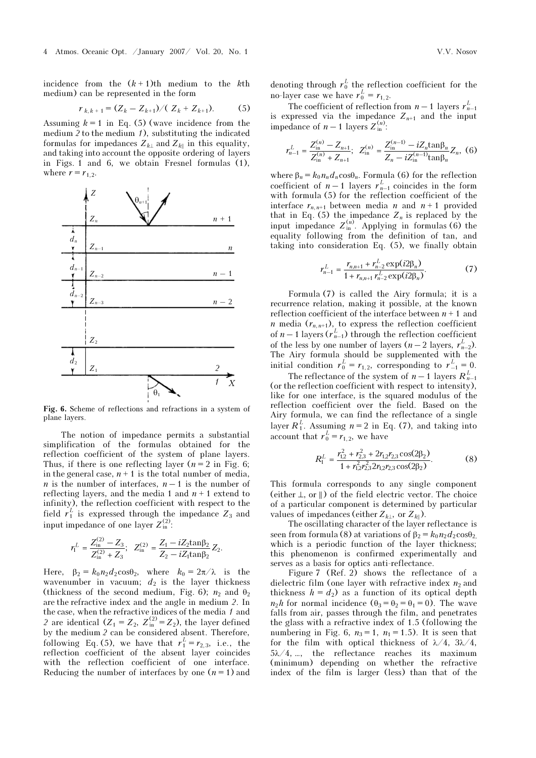incidence from the $(k+1)$th medium to the $k$th medium) can be represented in the form

$$r_{k,k+1} = (Z_k - Z_{k+1})/(Z_k + Z_{k+1}). \quad (5)$$

Assuming $k = 1$ in Eq. (5) (wave incidence from the medium *2* to the medium *1*), substituting the indicated formulas for impedances $Z_{k\perp}$ and $Z_{k\|}$ in this equality, and taking into account the opposite ordering of layers in Figs. 1 and 6, we obtain Fresnel formulas (1), where $r = r_{1,2}$.

**Fig. 6.** Scheme of reflections and refractions in a system of plane layers.

The notion of impedance permits a substantial simplification of the formulas obtained for the reflection coefficient of the system of plane layers. Thus, if there is one reflecting layer ($n = 2$ in Fig. 6; in the general case, $n+1$ is the total number of media, $n$ is the number of interfaces, $n-1$ is the number of reflecting layers, and the media 1 and $n+1$ extend to infinity), the reflection coefficient with respect to the field $r_1^L$ is expressed through the impedance $Z_3$ and input impedance of one layer $Z_{\text{in}}^{(2)}$:

$$r_1^L = \frac{Z_{\text{in}}^{(2)} - Z_3}{Z_{\text{in}}^{(2)} + Z_3}; \quad Z_{\text{in}}^{(2)} = \frac{Z_1 - iZ_2 \tan\beta_2}{Z_2 - iZ_1 \tan\beta_2} Z_2.$$

Here, $\beta_2 = k_0 n_2 d_2 \cos\theta_2$, where $k_0 = 2\pi/\lambda$ is the wavenumber in vacuum; $d_2$ is the layer thickness (thickness of the second medium, Fig. 6); $n_2$ and $\theta_2$ are the refractive index and the angle in medium *2*. In the case, when the refractive indices of the media *1* and *2* are identical ($Z_1 = Z_2$, $Z_{\text{in}}^{(2)} = Z_2$), the layer defined by the medium *2* can be considered absent. Therefore, following Eq. (5), we have that $r_1^L = r_{2,3}$, i.e., the reflection coefficient of the absent layer coincides with the reflection coefficient of one interface. Reducing the number of interfaces by one ($n = 1$) and denoting through $r_0^L$ the reflection coefficient for the no-layer case we have $r_0^L = r_{1,2}$.

The coefficient of reflection from $n-1$ layers $r_{n-1}^L$ is expressed via the impedance $Z_{n+1}$ and the input impedance of $n-1$ layers $Z_{\text{in}}^{(n)}$:

$$r_{n-1}^L = \frac{Z_{\text{in}}^{(n)} - Z_{n+1}}{Z_{\text{in}}^{(n)} + Z_{n+1}}; \quad Z_{\text{in}}^{(n)} = \frac{Z_{\text{in}}^{(n-1)} - iZ_n \tan\beta_n}{Z_n - iZ_{\text{in}}^{(n-1)} \tan\beta_n} Z_n, \quad (6)$$

where $\beta_n = k_0 n_n d_n \cos\theta_n$. Formula (6) for the reflection coefficient of $n-1$ layers $r_{n-1}^L$ coincides in the form with formula (5) for the reflection coefficient of the interface $r_{n,n+1}$ between media $n$ and $n+1$ provided that in Eq. (5) the impedance $Z_n$ is replaced by the input impedance $Z_{\text{in}}^{(n)}$. Applying in formulas (6) the equality following from the definition of tan, and taking into consideration Eq. (5), we finally obtain

$$r_{n-1}^L = \frac{r_{n,n+1} + r_{n-2}^L \exp(i2\beta_n)}{1 + r_{n,n+1} r_{n-2}^L \exp(i2\beta_n)}. \quad (7)$$

Formula (7) is called the Airy formula; it is a recurrence relation, making it possible, at the known reflection coefficient of the interface between $n+1$ and $n$ media ($r_{n,n+1}$), to express the reflection coefficient of $n-1$ layers ($r_{n-1}^L$) through the reflection coefficient of the less by one number of layers ($n-2$ layers, $r_{n-2}^L$). The Airy formula should be supplemented with the initial condition $r_0^L = r_{1,2}$, corresponding to $r_{-1}^L = 0$.

The reflectance of the system of $n-1$ layers $R_{n-1}^L$ (or the reflection coefficient with respect to intensity), like for one interface, is the squared modulus of the reflection coefficient over the field. Based on the Airy formula, we can find the reflectance of a single layer $R_1^L$. Assuming $n = 2$ in Eq. (7), and taking into account that $r_0^L = r_{1,2}$, we have

$$R_1^L = \frac{r_{1,2}^2 + r_{2,3}^2 + 2r_{1,2}r_{2,3}\cos(2\beta_2)}{1 + r_{1,2}^2 r_{2,3}^2 2r_{1,2}r_{2,3}\cos(2\beta_2)}. \quad (8)$$

This formula corresponds to any single component (either $\perp$, or $\|$) of the field electric vector. The choice of a particular component is determined by particular values of impedances (either $Z_{k\perp}$, or $Z_{k\|}$).

The oscillating character of the layer reflectance is seen from formula (8) at variations of $\beta_2 = k_0 n_2 d_2 \cos\theta_2$, which is a periodic function of the layer thickness; this phenomenon is confirmed experimentally and serves as a basis for optics anti-reflectance.

Figure 7 (Ref. 2) shows the reflectance of a dielectric film (one layer with refractive index $n_2$ and thickness $h = d_2$) as a function of its optical depth $n_2 h$ for normal incidence ($\theta_3 = \theta_2 = \theta_1 = 0$). The wave falls from air, passes through the film, and penetrates the glass with a refractive index of 1.5 (following the numbering in Fig. 6, $n_3 = 1$, $n_1 = 1.5$). It is seen that for the film with optical thickness of $\lambda/4$, $3\lambda/4$, $5\lambda/4$, ..., the reflectance reaches its maximum (minimum) depending on whether the refractive index of the film is larger (less) than that of the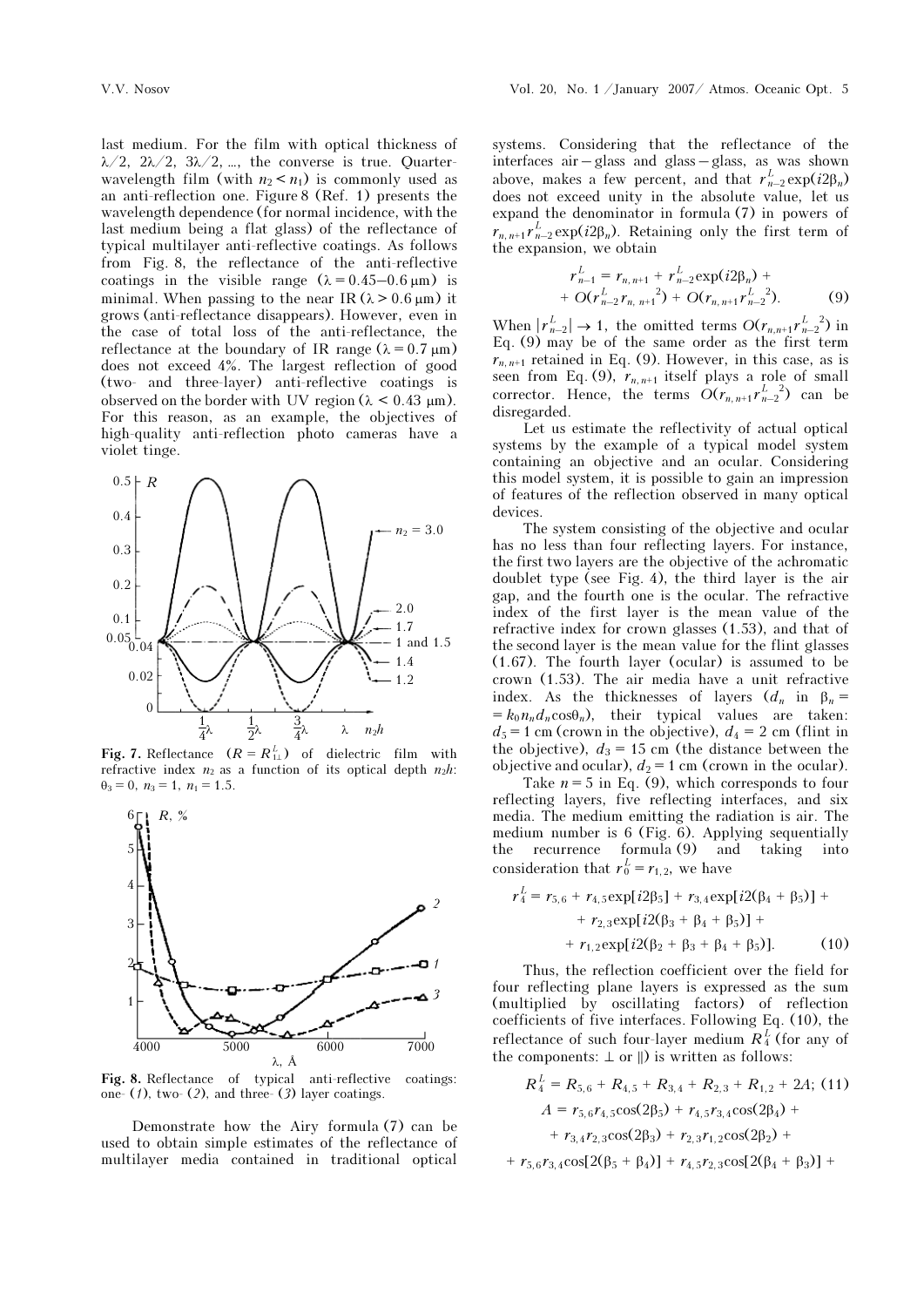last medium. For the film with optical thickness of $\lambda/2$, $2\lambda/2$, $3\lambda/2$, ..., the converse is true. Quarter-wavelength film (with $n_2 < n_1$) is commonly used as an anti-reflection one. Figure 8 (Ref. 1) presents the wavelength dependence (for normal incidence, with the last medium being a flat glass) of the reflectance of typical multilayer anti-reflective coatings. As follows from Fig. 8, the reflectance of the anti-reflective coatings in the visible range ($\lambda = 0.45$–$0.6$ μm) is minimal. When passing to the near IR ($\lambda > 0.6$ μm) it grows (anti-reflectance disappears). However, even in the case of total loss of the anti-reflectance, the reflectance at the boundary of IR range ($\lambda = 0.7$ μm) does not exceed 4%. The largest reflection of good (two- and three-layer) anti-reflective coatings is observed on the border with UV region ($\lambda < 0.43$ μm). For this reason, as an example, the objectives of high-quality anti-reflection photo cameras have a violet tinge.

**Fig. 7.** Reflectance ($R = R^L_{1\perp}$) of dielectric film with refractive index $n_2$ as a function of its optical depth $n_2h$: $\theta_3 = 0$, $n_3 = 1$, $n_1 = 1.5$.

**Fig. 8.** Reflectance of typical anti-reflective coatings: one- (*1*), two- (*2*), and three- (*3*) layer coatings.

Demonstrate how the Airy formula (7) can be used to obtain simple estimates of the reflectance of multilayer media contained in traditional optical systems. Considering that the reflectance of the interfaces air – glass and glass – glass, as was shown above, makes a few percent, and that $r^L_{n-2}\exp(i2\beta_n)$ does not exceed unity in the absolute value, let us expand the denominator in formula (7) in powers of $r_{n,n+1}r^L_{n-2}\exp(i2\beta_n)$. Retaining only the first term of the expansion, we obtain

$$r^L_{n-1} = r_{n,n+1} + r^L_{n-2}\exp(i2\beta_n) + O(r^L_{n-2}r_{n,n+1}{}^2) + O(r_{n,n+1}r^L_{n-2}{}^2). \tag{9}$$

When $|r^L_{n-2}| \to 1$, the omitted terms $O(r_{n,n+1}r^L_{n-2}{}^2)$ in Eq. (9) may be of the same order as the first term $r_{n,n+1}$ retained in Eq. (9). However, in this case, as is seen from Eq. (9), $r_{n,n+1}$ itself plays a role of small corrector. Hence, the terms $O(r_{n,n+1}r^L_{n-2}{}^2)$ can be disregarded.

Let us estimate the reflectivity of actual optical systems by the example of a typical model system containing an objective and an ocular. Considering this model system, it is possible to gain an impression of features of the reflection observed in many optical devices.

The system consisting of the objective and ocular has no less than four reflecting layers. For instance, the first two layers are the objective of the achromatic doublet type (see Fig. 4), the third layer is the air gap, and the fourth one is the ocular. The refractive index of the first layer is the mean value of the refractive index for crown glasses (1.53), and that of the second layer is the mean value for the flint glasses (1.67). The fourth layer (ocular) is assumed to be crown (1.53). The air media have a unit refractive index. As the thicknesses of layers ($d_n$ in $\beta_n = k_0n_nd_n\cos\theta_n$), their typical values are taken: $d_5 = 1$ cm (crown in the objective), $d_4 = 2$ cm (flint in the objective), $d_3 = 15$ cm (the distance between the objective and ocular), $d_2 = 1$ cm (crown in the ocular).

Take $n = 5$ in Eq. (9), which corresponds to four reflecting layers, five reflecting interfaces, and six media. The medium emitting the radiation is air. The medium number is 6 (Fig. 6). Applying sequentially the recurrence formula (9) and taking into consideration that $r^L_0 = r_{1,2}$, we have

$$r^L_4 = r_{5,6} + r_{4,5}\exp[i2\beta_5] + r_{3,4}\exp[i2(\beta_4 + \beta_5)] + r_{2,3}\exp[i2(\beta_3 + \beta_4 + \beta_5)] + r_{1,2}\exp[i2(\beta_2 + \beta_3 + \beta_4 + \beta_5)]. \tag{10}$$

Thus, the reflection coefficient over the field for four reflecting plane layers is expressed as the sum (multiplied by oscillating factors) of reflection coefficients of five interfaces. Following Eq. (10), the reflectance of such four-layer medium $R^L_4$ (for any of the components: $\perp$ or $\parallel$) is written as follows:

$$R^L_4 = R_{5,6} + R_{4,5} + R_{3,4} + R_{2,3} + R_{1,2} + 2A; \tag{11}$$

$$A = r_{5,6}r_{4,5}\cos(2\beta_5) + r_{4,5}r_{3,4}\cos(2\beta_4) + r_{3,4}r_{2,3}\cos(2\beta_3) + r_{2,3}r_{1,2}\cos(2\beta_2) + r_{5,6}r_{3,4}\cos[2(\beta_5 + \beta_4)] + r_{4,5}r_{2,3}\cos[2(\beta_4 + \beta_3)] +$$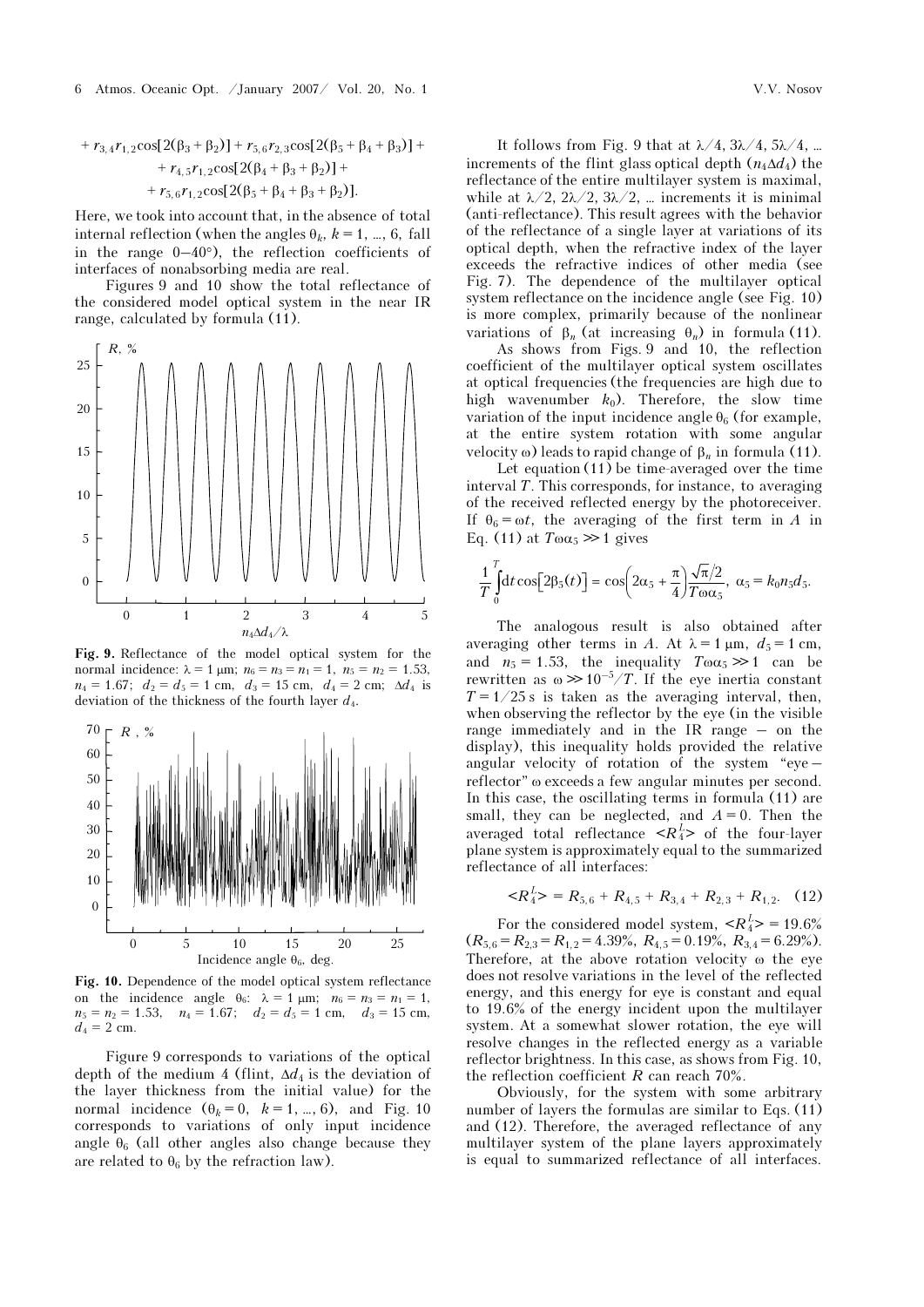$$+ r_{3,4}r_{1,2}\cos[2(\beta_3+\beta_2)] + r_{5,6}r_{2,3}\cos[2(\beta_5+\beta_4+\beta_3)] +$$
$$+ r_{4,5}r_{1,2}\cos[2(\beta_4+\beta_3+\beta_2)] +$$
$$+ r_{5,6}r_{1,2}\cos[2(\beta_5+\beta_4+\beta_3+\beta_2)].$$

Here, we took into account that, in the absence of total internal reflection (when the angles $\theta_k$, $k = 1, \ldots, 6$, fall in the range 0–40°), the reflection coefficients of interfaces of nonabsorbing media are real.

Figures 9 and 10 show the total reflectance of the considered model optical system in the near IR range, calculated by formula (11).

**Fig. 9.** Reflectance of the model optical system for the normal incidence: $\lambda = 1$ μm; $n_6 = n_3 = n_1 = 1$, $n_5 = n_2 = 1.53$, $n_4 = 1.67$; $d_2 = d_5 = 1$ cm, $d_3 = 15$ cm, $d_4 = 2$ cm; $\Delta d_4$ is deviation of the thickness of the fourth layer $d_4$.

**Fig. 10.** Dependence of the model optical system reflectance on the incidence angle $\theta_6$: $\lambda = 1$ μm; $n_6 = n_3 = n_1 = 1$, $n_5 = n_2 = 1.53$, $n_4 = 1.67$; $d_2 = d_5 = 1$ cm, $d_3 = 15$ cm, $d_4 = 2$ cm.

Figure 9 corresponds to variations of the optical depth of the medium 4 (flint, $\Delta d_4$ is the deviation of the layer thickness from the initial value) for the normal incidence ($\theta_k = 0$, $k = 1, \ldots, 6$), and Fig. 10 corresponds to variations of only input incidence angle $\theta_6$ (all other angles also change because they are related to $\theta_6$ by the refraction law).

It follows from Fig. 9 that at $\lambda/4$, $3\lambda/4$, $5\lambda/4$, ... increments of the flint glass optical depth ($n_4\Delta d_4$) the reflectance of the entire multilayer system is maximal, while at $\lambda/2$, $2\lambda/2$, $3\lambda/2$, ... increments it is minimal (anti-reflectance). This result agrees with the behavior of the reflectance of a single layer at variations of its optical depth, when the refractive index of the layer exceeds the refractive indices of other media (see Fig. 7). The dependence of the multilayer optical system reflectance on the incidence angle (see Fig. 10) is more complex, primarily because of the nonlinear variations of $\beta_n$ (at increasing $\theta_n$) in formula (11).

As shows from Figs. 9 and 10, the reflection coefficient of the multilayer optical system oscillates at optical frequencies (the frequencies are high due to high wavenumber $k_0$). Therefore, the slow time variation of the input incidence angle $\theta_6$ (for example, at the entire system rotation with some angular velocity $\omega$) leads to rapid change of $\beta_n$ in formula (11).

Let equation (11) be time-averaged over the time interval $T$. This corresponds, for instance, to averaging of the received reflected energy by the photoreceiver. If $\theta_6 = \omega t$, the averaging of the first term in $A$ in Eq. (11) at $T\omega\alpha_5 \gg 1$ gives

$$\frac{1}{T}\int_0^T \mathrm{d}t\cos\left[2\beta_5(t)\right] = \cos\left(2\alpha_5 + \frac{\pi}{4}\right)\frac{\sqrt{\pi/2}}{T\omega\alpha_5}, \;\; \alpha_5 = k_0 n_5 d_5.$$

The analogous result is also obtained after averaging other terms in $A$. At $\lambda = 1$ μm, $d_5 = 1$ cm, and $n_5 = 1.53$, the inequality $T\omega\alpha_5 \gg 1$ can be rewritten as $\omega \gg 10^{-5}/T$. If the eye inertia constant $T = 1/25$ s is taken as the averaging interval, then, when observing the reflector by the eye (in the visible range immediately and in the IR range – on the display), this inequality holds provided the relative angular velocity of rotation of the system "eye – reflector" $\omega$ exceeds a few angular minutes per second. In this case, the oscillating terms in formula (11) are small, they can be neglected, and $A = 0$. Then the averaged total reflectance $\langle R_4^I \rangle$ of the four-layer plane system is approximately equal to the summarized reflectance of all interfaces:

$$\langle R_4^I \rangle = R_{5,6} + R_{4,5} + R_{3,4} + R_{2,3} + R_{1,2}. \quad (12)$$

For the considered model system, $\langle R_4^I \rangle = 19.6\%$ ($R_{5,6} = R_{2,3} = R_{1,2} = 4.39\%$, $R_{4,5} = 0.19\%$, $R_{3,4} = 6.29\%$). Therefore, at the above rotation velocity $\omega$ the eye does not resolve variations in the level of the reflected energy, and this energy for eye is constant and equal to 19.6% of the energy incident upon the multilayer system. At a somewhat slower rotation, the eye will resolve changes in the reflected energy as a variable reflector brightness. In this case, as shows from Fig. 10, the reflection coefficient $R$ can reach 70%.

Obviously, for the system with some arbitrary number of layers the formulas are similar to Eqs. (11) and (12). Therefore, the averaged reflectance of any multilayer system of the plane layers approximately is equal to summarized reflectance of all interfaces.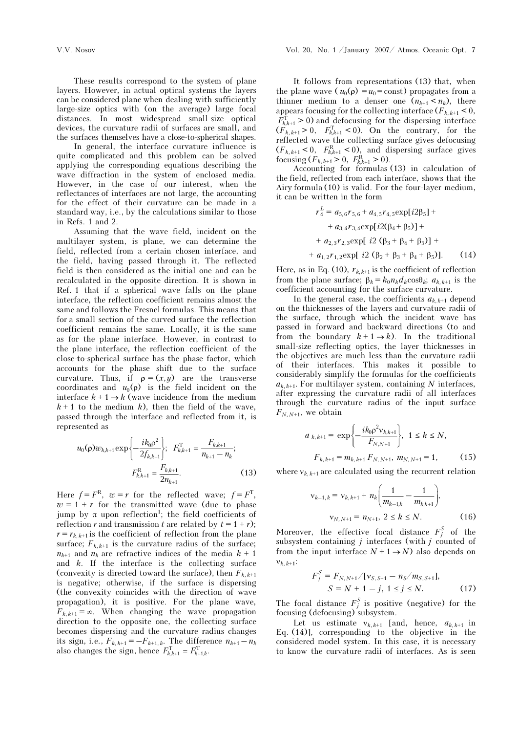These results correspond to the system of plane layers. However, in actual optical systems the layers can be considered plane when dealing with sufficiently large-size optics with (on the average) large focal distances. In most widespread small-size optical devices, the curvature radii of surfaces are small, and the surfaces themselves have a close-to-spherical shapes.

In general, the interface curvature influence is quite complicated and this problem can be solved applying the corresponding equations describing the wave diffraction in the system of enclosed media. However, in the case of our interest, when the reflectances of interfaces are not large, the accounting for the effect of their curvature can be made in a standard way, i.e., by the calculations similar to those in Refs. 1 and 2.

Assuming that the wave field, incident on the multilayer system, is plane, we can determine the field, reflected from a certain chosen interface, and the field, having passed through it. The reflected field is then considered as the initial one and can be recalculated in the opposite direction. It is shown in Ref. 1 that if a spherical wave falls on the plane interface, the reflection coefficient remains almost the same and follows the Fresnel formulas. This means that for a small section of the curved surface the reflection coefficient remains the same. Locally, it is the same as for the plane interface. However, in contrast to the plane interface, the reflection coefficient of the close-to-spherical surface has the phase factor, which accounts for the phase shift due to the surface curvature. Thus, if $\rho = (x,y)$ are the transverse coordinates and $u_0(\rho)$ is the field incident on the interface $k+1 \to k$ (wave incidence from the medium $k+1$ to the medium $k$), then the field of the wave, passed through the interface and reflected from it, is represented as

$$u_0(\rho) w_{k,k+1} \exp\left\{-\frac{ik_0\rho^2}{2f_{k,k+1}}\right\}; \quad F^{\mathrm{T}}_{k,k+1} = \frac{F_{k,k+1}}{n_{k+1} - n_k};$$

$$F^{\mathrm{R}}_{k,k+1} = \frac{F_{k,k+1}}{2n_{k+1}}. \qquad (13)$$

Here $f = F^{\mathrm{R}}$, $w = r$ for the reflected wave; $f = F^{\mathrm{T}}$, $w = 1 + r$ for the transmitted wave (due to phase jump by $\pi$ upon reflection[1]; the field coefficients of reflection $r$ and transmission $t$ are related by $t = 1 + r$); $r = r_{k,k+1}$ is the coefficient of reflection from the plane surface; $F_{k,k+1}$ is the curvature radius of the surface; $n_{k+1}$ and $n_k$ are refractive indices of the media $k+1$ and $k$. If the interface is the collecting surface (convexity is directed toward the surface), then $F_{k,k+1}$ is negative; otherwise, if the surface is dispersing (the convexity coincides with the direction of wave propagation), it is positive. For the plane wave, $F_{k,k+1} = \infty$. When changing the wave propagation direction to the opposite one, the collecting surface becomes dispersing and the curvature radius changes its sign, i.e., $F_{k,k+1} = -F_{k+1,k}$. The difference $n_{k+1} - n_k$ also changes the sign, hence $F^{\mathrm{T}}_{k,k+1} = F^{\mathrm{T}}_{k+1,k}$.

It follows from representations (13) that, when the plane wave ($u_0(\rho) = u_0 = \text{const}$) propagates from a thinner medium to a denser one ($n_{k+1} < n_k$), there appears focusing for the collecting interface ($F_{k,k+1} < 0$, $F^{\mathrm{T}}_{k,k+1} > 0$) and defocusing for the dispersing interface ($F_{k,k+1} > 0$, $F^{\mathrm{T}}_{k,k+1} < 0$). On the contrary, for the reflected wave the collecting surface gives defocusing ($F_{k,k+1} < 0$, $F^{\mathrm{R}}_{k,k+1} < 0$), and dispersing surface gives focusing ($F_{k,k+1} > 0$, $F^{\mathrm{R}}_{k,k+1} > 0$).

Accounting for formulas (13) in calculation of the field, reflected from each interface, shows that the Airy formula (10) is valid. For the four-layer medium, it can be written in the form

$$\begin{aligned} r^L_4 = {} & a_{5,6} r_{5,6} + a_{4,5} r_{4,5} \exp[i2\beta_5] + \\ & + a_{3,4} r_{3,4} \exp[i2(\beta_4 + \beta_5)] + \\ & + a_{2,3} r_{2,3} \exp[\, i2\,(\beta_3 + \beta_4 + \beta_5)] + \\ & + a_{1,2} r_{1,2} \exp[\, i2\,(\beta_2 + \beta_3 + \beta_4 + \beta_5)]. \end{aligned} \qquad (14)$$

Here, as in Eq. (10), $r_{k,k+1}$ is the coefficient of reflection from the plane surface; $\beta_k = k_0 n_k d_k \cos\theta_k$; $a_{k,k+1}$ is the coefficient accounting for the surface curvature.

In the general case, the coefficients $a_{k,k+1}$ depend on the thicknesses of the layers and curvature radii of the surface, through which the incident wave has passed in forward and backward directions (to and from the boundary $k+1 \to k$). In the traditional small-size reflecting optics, the layer thicknesses in the objectives are much less than the curvature radii of their interfaces. This makes it possible to considerably simplify the formulas for the coefficients $a_{k,k+1}$. For multilayer system, containing $N$ interfaces, after expressing the curvature radii of all interfaces through the curvature radius of the input surface $F_{N,N+1}$, we obtain

$$a_{\,k,k+1} = \exp\left\{-\frac{ik_0\rho^2 \nu_{k,k+1}}{F_{N,N+1}}\right\}, \quad 1 \le k \le N,$$

$$F_{k,k+1} = m_{k,k+1} F_{N,N+1}, \quad m_{N,N+1} = 1, \qquad (15)$$

where $\nu_{k,k+1}$ are calculated using the recurrent relation

$$\nu_{k-1,k} = \nu_{k,k+1} + n_k\left(\frac{1}{m_{k-1,k}} - \frac{1}{m_{k,k+1}}\right),$$

$$\nu_{N,N+1} = n_{N+1}, \quad 2 \le k \le N. \qquad (16)$$

Moreover, the effective focal distance $F^S_j$ of the subsystem containing $j$ interfaces (with $j$ counted of from the input interface $N+1 \to N$) also depends on $\nu_{k,k+1}$:

$$F^S_j = F_{N,N+1} / [\nu_{S,S+1} - n_S / m_{S,S+1}],$$

$$S = N + 1 - j, \quad 1 \le j \le N. \qquad (17)$$

The focal distance $F^S_j$ is positive (negative) for the focusing (defocusing) subsystem.

Let us estimate $\nu_{k,k+1}$ [and, hence, $a_{k,k+1}$ in Eq. (14)], corresponding to the objective in the considered model system. In this case, it is necessary to know the curvature radii of interfaces. As is seen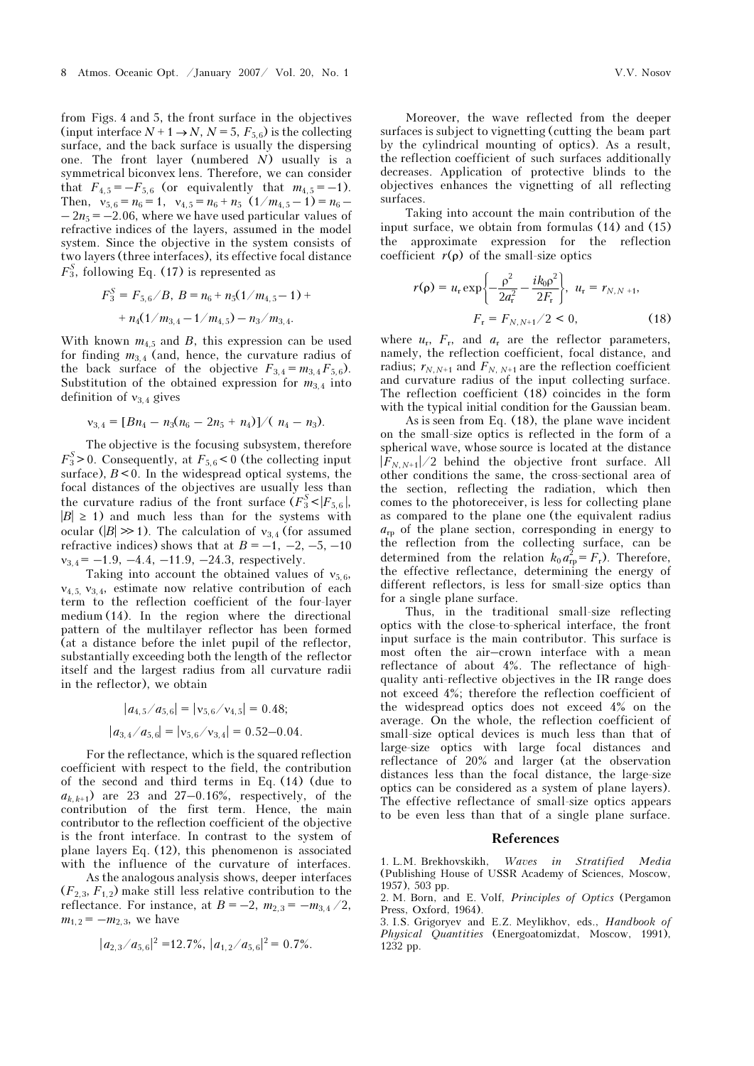from Figs. 4 and 5, the front surface in the objectives (input interface $N + 1 \to N$, $N = 5$, $F_{5,6}$) is the collecting surface, and the back surface is usually the dispersing one. The front layer (numbered $N$) usually is a symmetrical biconvex lens. Therefore, we can consider that $F_{4,5} = -F_{5,6}$ (or equivalently that $m_{4,5} = -1$). Then, $\nu_{5,6} = n_6 = 1$, $\nu_{4,5} = n_6 + n_5\ (1/m_{4,5} - 1) = n_6 - 2n_5 = -2.06$, where we have used particular values of refractive indices of the layers, assumed in the model system. Since the objective in the system consists of two layers (three interfaces), its effective focal distance $F_3^S$, following Eq. (17) is represented as

$$F_3^S = F_{5,6}/B,\ B = n_6 + n_5(1/m_{4,5} - 1) + n_4(1/m_{3,4} - 1/m_{4,5}) - n_3/m_{3,4}.$$

With known $m_{4,5}$ and $B$, this expression can be used for finding $m_{3,4}$ (and, hence, the curvature radius of the back surface of the objective $F_{3,4} = m_{3,4}F_{5,6}$). Substitution of the obtained expression for $m_{3,4}$ into definition of $\nu_{3,4}$ gives

$$\nu_{3,4} = [Bn_4 - n_3(n_6 - 2n_5 + n_4)]/(\ n_4 - n_3).$$

The objective is the focusing subsystem, therefore $F_3^S > 0$. Consequently, at $F_{5,6} < 0$ (the collecting input surface), $B < 0$. In the widespread optical systems, the focal distances of the objectives are usually less than the curvature radius of the front surface ($F_3^S < |F_{5,6}|$, $|B| \geq 1$) and much less than for the systems with ocular ($|B| \gg 1$). The calculation of $\nu_{3,4}$ (for assumed refractive indices) shows that at $B = -1, -2, -5, -10$ $\nu_{3,4} = -1.9, -4.4, -11.9, -24.3$, respectively.

Taking into account the obtained values of $\nu_{5,6}$, $\nu_{4,5}$, $\nu_{3,4}$, estimate now relative contribution of each term to the reflection coefficient of the four-layer medium (14). In the region where the directional pattern of the multilayer reflector has been formed (at a distance before the inlet pupil of the reflector, substantially exceeding both the length of the reflector itself and the largest radius from all curvature radii in the reflector), we obtain

$$|a_{4,5}/a_{5,6}| = |\nu_{5,6}/\nu_{4,5}| = 0.48;$$

$$|a_{3,4}/a_{5,6}| = |\nu_{5,6}/\nu_{3,4}| = 0.52\text{–}0.04.$$

For the reflectance, which is the squared reflection coefficient with respect to the field, the contribution of the second and third terms in Eq. (14) (due to $a_{k,k+1}$) are 23 and 27–0.16%, respectively, of the contribution of the first term. Hence, the main contributor to the reflection coefficient of the objective is the front interface. In contrast to the system of plane layers Eq. (12), this phenomenon is associated with the influence of the curvature of interfaces.

As the analogous analysis shows, deeper interfaces ($F_{2,3}$, $F_{1,2}$) make still less relative contribution to the reflectance. For instance, at $B = -2$, $m_{2,3} = -m_{3,4}/2$, $m_{1,2} = -m_{2,3}$, we have

$$|a_{2,3}/a_{5,6}|^2 = 12.7\%,\ |a_{1,2}/a_{5,6}|^2 = 0.7\%.$$

Moreover, the wave reflected from the deeper surfaces is subject to vignetting (cutting the beam part by the cylindrical mounting of optics). As a result, the reflection coefficient of such surfaces additionally decreases. Application of protective blinds to the objectives enhances the vignetting of all reflecting surfaces.

Taking into account the main contribution of the input surface, we obtain from formulas (14) and (15) the approximate expression for the reflection coefficient $r(\rho)$ of the small-size optics

$$r(\rho) = u_r \exp\left\{-\frac{\rho^2}{2a_r^2} - \frac{ik_0\rho^2}{2F_r}\right\},\ u_r = r_{N,N+1},$$
$$F_r = F_{N,N+1}/2 < 0, \qquad (18)$$

where $u_r$, $F_r$, and $a_r$ are the reflector parameters, namely, the reflection coefficient, focal distance, and radius; $r_{N,N+1}$ and $F_{N,N+1}$ are the reflection coefficient and curvature radius of the input collecting surface. The reflection coefficient (18) coincides in the form with the typical initial condition for the Gaussian beam.

As is seen from Eq. (18), the plane wave incident on the small-size optics is reflected in the form of a spherical wave, whose source is located at the distance $|F_{N,N+1}|/2$ behind the objective front surface. All other conditions the same, the cross-sectional area of the section, reflecting the radiation, which then comes to the photoreceiver, is less for collecting plane as compared to the plane one (the equivalent radius $a_{rp}$ of the plane section, corresponding in energy to the reflection from the collecting surface, can be determined from the relation $k_0a_{rp}^2 = F_r$). Therefore, the effective reflectance, determining the energy of different reflectors, is less for small-size optics than for a single plane surface.

Thus, in the traditional small-size reflecting optics with the close-to-spherical interface, the front input surface is the main contributor. This surface is most often the air–crown interface with a mean reflectance of about 4%. The reflectance of high-quality anti-reflective objectives in the IR range does not exceed 4%; therefore the reflection coefficient of the widespread optics does not exceed 4% on the average. On the whole, the reflection coefficient of small-size optical devices is much less than that of large-size optics with large focal distances and reflectance of 20% and larger (at the observation distances less than the focal distance, the large-size optics can be considered as a system of plane layers). The effective reflectance of small-size optics appears to be even less than that of a single plane surface.

## References

1. L.M. Brekhovskikh, *Waves in Stratified Media* (Publishing House of USSR Academy of Sciences, Moscow, 1957), 503 pp.
2. M. Born, and E. Volf, *Principles of Optics* (Pergamon Press, Oxford, 1964).
3. I.S. Grigoryev and E.Z. Meylikhov, eds., *Handbook of Physical Quantities* (Energoatomizdat, Moscow, 1991), 1232 pp.